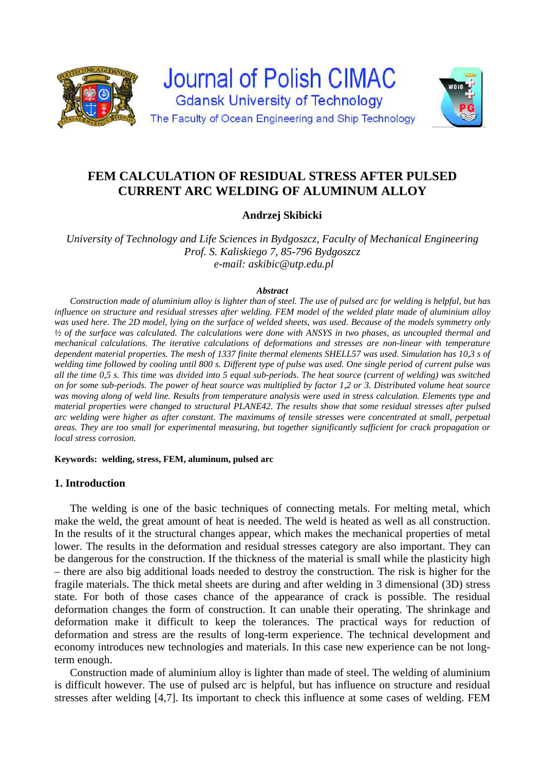Journal of Polish CIMAC

Gdansk University of Technology

The Faculty of Ocean Engineering and Ship Technology

# FEM CALCULATION OF RESIDUAL STRESS AFTER PULSED CURRENT ARC WELDING OF ALUMINUM ALLOY

**Andrzej Skibicki**

*University of Technology and Life Sciences in Bydgoszcz, Faculty of Mechanical Engineering*
*Prof. S. Kaliskiego 7, 85-796 Bydgoszcz*
*e-mail: askibic@utp.edu.pl*

***Abstract***

*Construction made of aluminium alloy is lighter than of steel. The use of pulsed arc for welding is helpful, but has influence on structure and residual stresses after welding. FEM model of the welded plate made of aluminium alloy was used here. The 2D model, lying on the surface of welded sheets, was used. Because of the models symmetry only ½ of the surface was calculated. The calculations were done with ANSYS in two phases, as uncoupled thermal and mechanical calculations. The iterative calculations of deformations and stresses are non-linear with temperature dependent material properties. The mesh of 1337 finite thermal elements SHELL57 was used. Simulation has 10,3 s of welding time followed by cooling until 800 s. Different type of pulse was used. One single period of current pulse was all the time 0,5 s. This time was divided into 5 equal sub-periods. The heat source (current of welding) was switched on for some sub-periods. The power of heat source was multiplied by factor 1,2 or 3. Distributed volume heat source was moving along of weld line. Results from temperature analysis were used in stress calculation. Elements type and material properties were changed to structural PLANE42. The results show that some residual stresses after pulsed arc welding were higher as after constant. The maximums of tensile stresses were concentrated at small, perpetual areas. They are too small for experimental measuring, but together significantly sufficient for crack propagation or local stress corrosion.*

**Keywords: welding, stress, FEM, aluminum, pulsed arc**

## 1. Introduction

The welding is one of the basic techniques of connecting metals. For melting metal, which make the weld, the great amount of heat is needed. The weld is heated as well as all construction. In the results of it the structural changes appear, which makes the mechanical properties of metal lower. The results in the deformation and residual stresses category are also important. They can be dangerous for the construction. If the thickness of the material is small while the plasticity high – there are also big additional loads needed to destroy the construction. The risk is higher for the fragile materials. The thick metal sheets are during and after welding in 3 dimensional (3D) stress state. For both of those cases chance of the appearance of crack is possible. The residual deformation changes the form of construction. It can unable their operating. The shrinkage and deformation make it difficult to keep the tolerances. The practical ways for reduction of deformation and stress are the results of long-term experience. The technical development and economy introduces new technologies and materials. In this case new experience can be not long-term enough.

Construction made of aluminium alloy is lighter than made of steel. The welding of aluminium is difficult however. The use of pulsed arc is helpful, but has influence on structure and residual stresses after welding [4,7]. Its important to check this influence at some cases of welding. FEM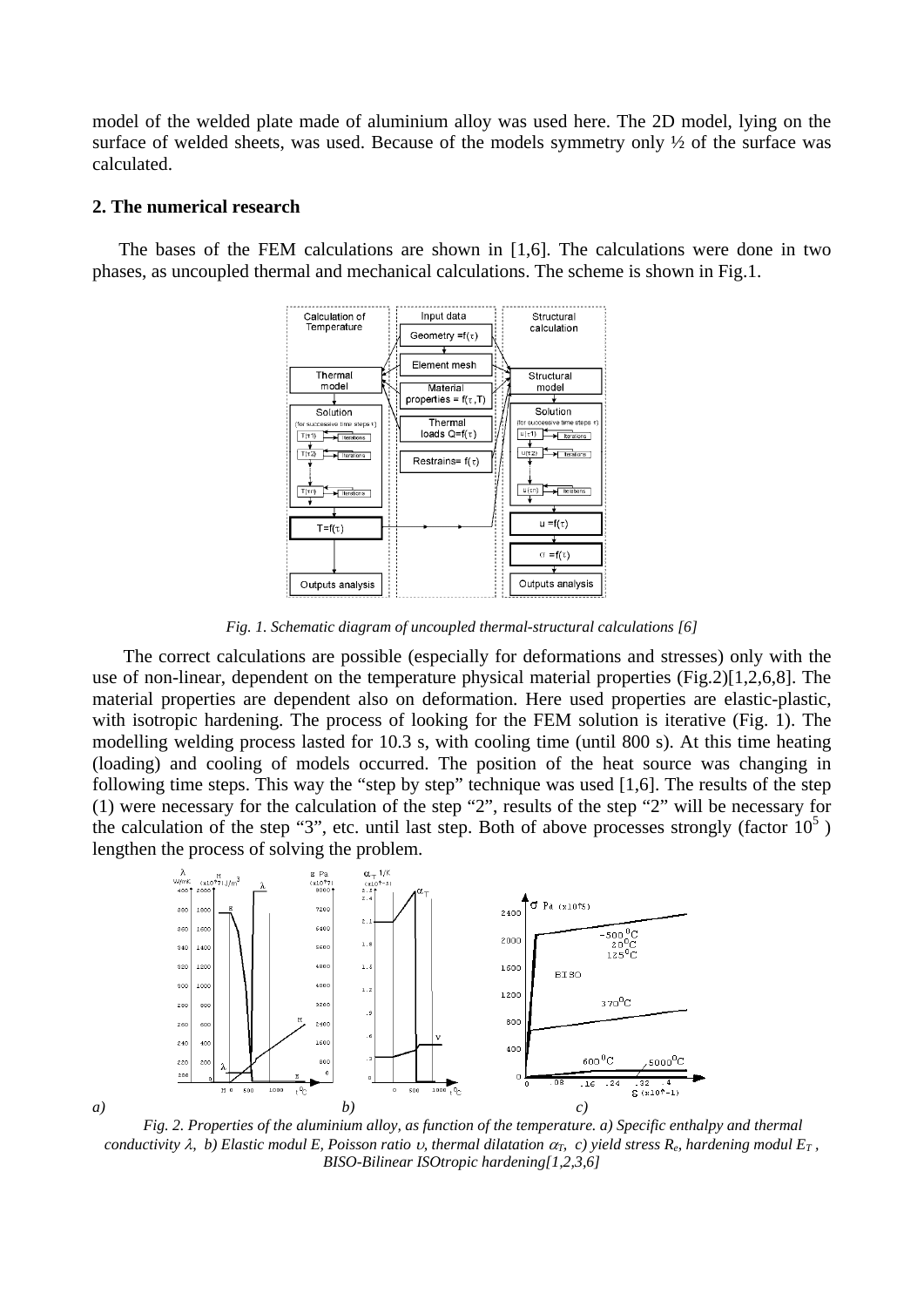model of the welded plate made of aluminium alloy was used here. The 2D model, lying on the surface of welded sheets, was used. Because of the models symmetry only ½ of the surface was calculated.

## 2. The numerical research

The bases of the FEM calculations are shown in [1,6]. The calculations were done in two phases, as uncoupled thermal and mechanical calculations. The scheme is shown in Fig.1.

*Fig. 1. Schematic diagram of uncoupled thermal-structural calculations [6]*

The correct calculations are possible (especially for deformations and stresses) only with the use of non-linear, dependent on the temperature physical material properties (Fig.2)[1,2,6,8]. The material properties are dependent also on deformation. Here used properties are elastic-plastic, with isotropic hardening. The process of looking for the FEM solution is iterative (Fig. 1). The modelling welding process lasted for 10.3 s, with cooling time (until 800 s). At this time heating (loading) and cooling of models occurred. The position of the heat source was changing in following time steps. This way the "step by step" technique was used [1,6]. The results of the step (1) were necessary for the calculation of the step "2", results of the step "2" will be necessary for the calculation of the step "3", etc. until last step. Both of above processes strongly (factor $10^5$ ) lengthen the process of solving the problem.

a) b) c)

*Fig. 2. Properties of the aluminium alloy, as function of the temperature. a) Specific enthalpy and thermal conductivity $\lambda$, b) Elastic modul E, Poisson ratio $\upsilon$, thermal dilatation $\alpha_T$, c) yield stress $R_e$, hardening modul $E_T$, BISO-Bilinear ISOtropic hardening[1,2,3,6]*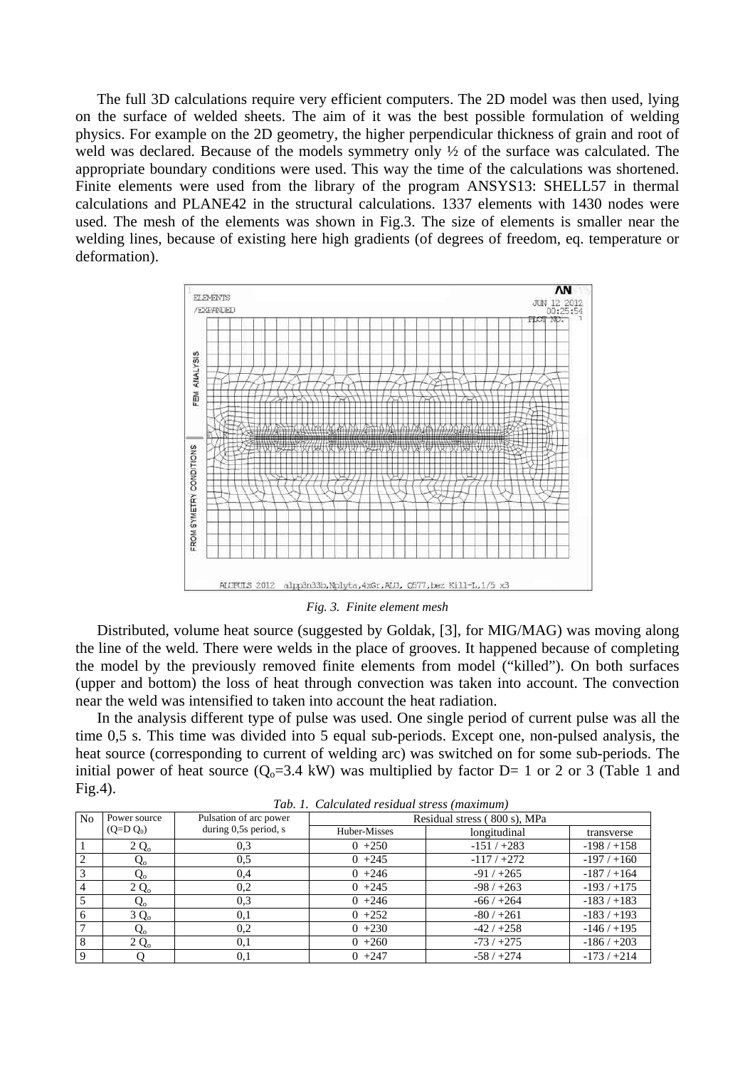The full 3D calculations require very efficient computers. The 2D model was then used, lying on the surface of welded sheets. The aim of it was the best possible formulation of welding physics. For example on the 2D geometry, the higher perpendicular thickness of grain and root of weld was declared. Because of the models symmetry only ½ of the surface was calculated. The appropriate boundary conditions were used. This way the time of the calculations was shortened. Finite elements were used from the library of the program ANSYS13: SHELL57 in thermal calculations and PLANE42 in the structural calculations. 1337 elements with 1430 nodes were used. The mesh of the elements was shown in Fig.3. The size of elements is smaller near the welding lines, because of existing here high gradients (of degrees of freedom, eq. temperature or deformation).

*Fig. 3. Finite element mesh*

Distributed, volume heat source (suggested by Goldak, [3], for MIG/MAG) was moving along the line of the weld. There were welds in the place of grooves. It happened because of completing the model by the previously removed finite elements from model ("killed"). On both surfaces (upper and bottom) the loss of heat through convection was taken into account. The convection near the weld was intensified to taken into account the heat radiation.

In the analysis different type of pulse was used. One single period of current pulse was all the time 0,5 s. This time was divided into 5 equal sub-periods. Except one, non-pulsed analysis, the heat source (corresponding to current of welding arc) was switched on for some sub-periods. The initial power of heat source ($Q_o$=3.4 kW) was multiplied by factor D= 1 or 2 or 3 (Table 1 and Fig.4).

*Tab. 1. Calculated residual stress (maximum)*

| No | Power source ($Q$=D $Q_0$) | Pulsation of arc power during 0,5s period, s | Residual stress ( 800 s), MPa | | |
|---|---|---|---|---|---|
| | | | Huber-Misses | longitudinal | transverse |
| 1 | 2 $Q_o$ | 0,3 | 0 +250 | -151 / +283 | -198 / +158 |
| 2 | $Q_o$ | 0,5 | 0 +245 | -117 / +272 | -197 / +160 |
| 3 | $Q_o$ | 0,4 | 0 +246 | -91 / +265 | -187 / +164 |
| 4 | 2 $Q_o$ | 0,2 | 0 +245 | -98 / +263 | -193 / +175 |
| 5 | $Q_o$ | 0,3 | 0 +246 | -66 / +264 | -183 / +183 |
| 6 | 3 $Q_o$ | 0,1 | 0 +252 | -80 / +261 | -183 / +193 |
| 7 | $Q_o$ | 0,2 | 0 +230 | -42 / +258 | -146 / +195 |
| 8 | 2 $Q_o$ | 0,1 | 0 +260 | -73 / +275 | -186 / +203 |
| 9 | Q | 0,1 | 0 +247 | -58 / +274 | -173 / +214 |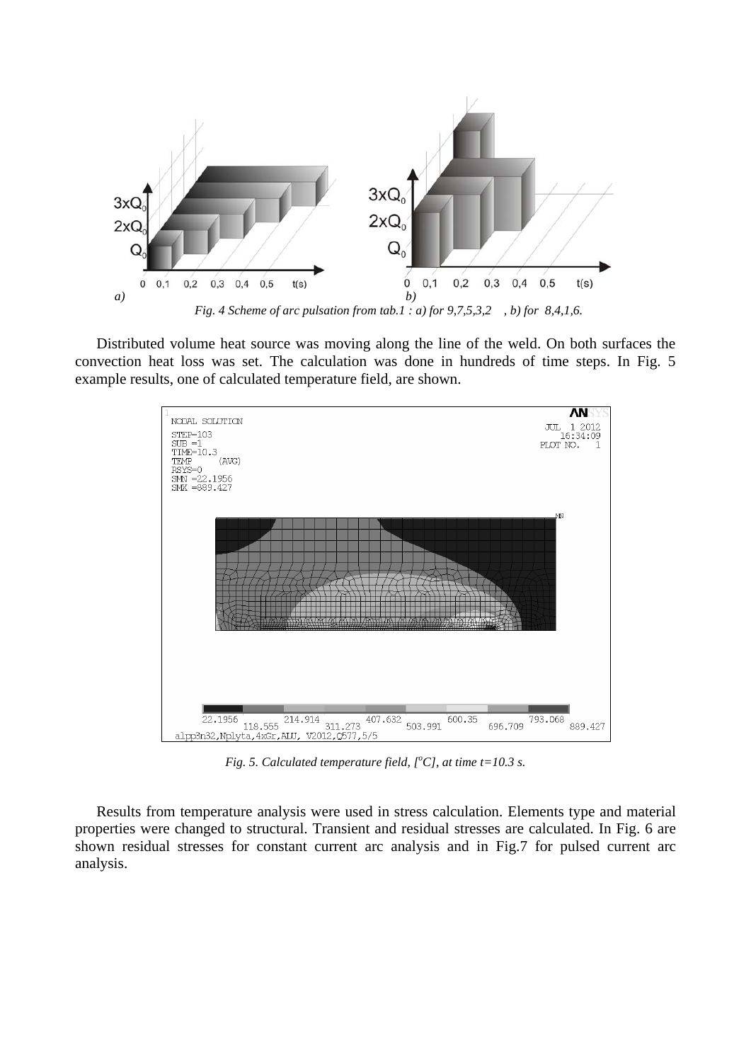*Fig. 4 Scheme of arc pulsation from tab.1 : a) for 9,7,5,3,2 , b) for 8,4,1,6.*

Distributed volume heat source was moving along the line of the weld. On both surfaces the convection heat loss was set. The calculation was done in hundreds of time steps. In Fig. 5 example results, one of calculated temperature field, are shown.

*Fig. 5. Calculated temperature field, [$^oC$], at time t=10.3 s.*

Results from temperature analysis were used in stress calculation. Elements type and material properties were changed to structural. Transient and residual stresses are calculated. In Fig. 6 are shown residual stresses for constant current arc analysis and in Fig.7 for pulsed current arc analysis.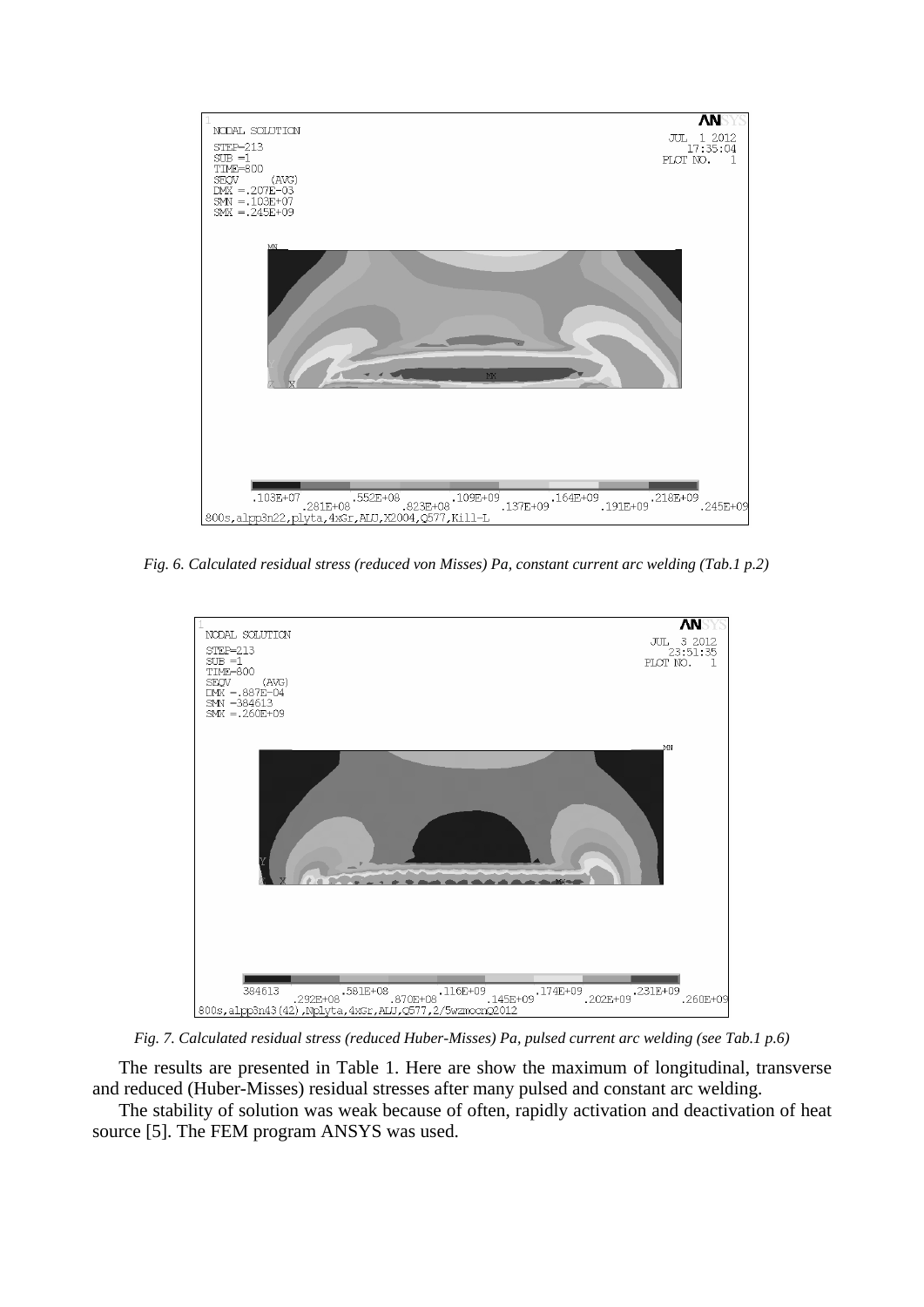*Fig. 6. Calculated residual stress (reduced von Misses) Pa, constant current arc welding (Tab.1 p.2)*

*Fig. 7. Calculated residual stress (reduced Huber-Misses) Pa, pulsed current arc welding (see Tab.1 p.6)*

The results are presented in Table 1. Here are show the maximum of longitudinal, transverse and reduced (Huber-Misses) residual stresses after many pulsed and constant arc welding.

The stability of solution was weak because of often, rapidly activation and deactivation of heat source [5]. The FEM program ANSYS was used.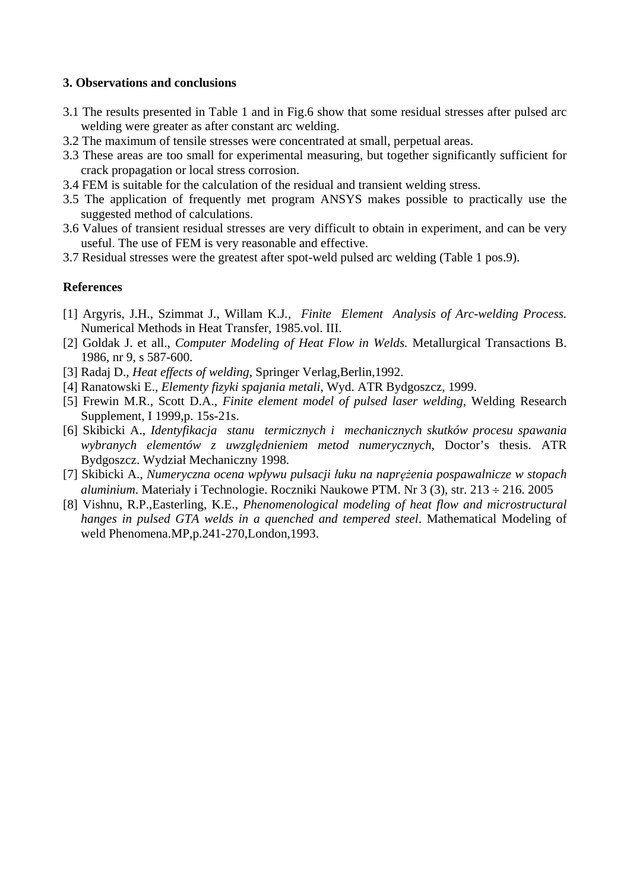### 3. Observations and conclusions

3.1 The results presented in Table 1 and in Fig.6 show that some residual stresses after pulsed arc welding were greater as after constant arc welding.
3.2 The maximum of tensile stresses were concentrated at small, perpetual areas.
3.3 These areas are too small for experimental measuring, but together significantly sufficient for crack propagation or local stress corrosion.
3.4 FEM is suitable for the calculation of the residual and transient welding stress.
3.5 The application of frequently met program ANSYS makes possible to practically use the suggested method of calculations.
3.6 Values of transient residual stresses are very difficult to obtain in experiment, and can be very useful. The use of FEM is very reasonable and effective.
3.7 Residual stresses were the greatest after spot-weld pulsed arc welding (Table 1 pos.9).

### References

[1] Argyris, J.H., Szimmat J., Willam K.J., *Finite Element Analysis of Arc-welding Process.* Numerical Methods in Heat Transfer, 1985.vol. III.
[2] Goldak J. et all., *Computer Modeling of Heat Flow in Welds.* Metallurgical Transactions B. 1986, nr 9, s 587-600.
[3] Radaj D., *Heat effects of welding*, Springer Verlag,Berlin,1992.
[4] Ranatowski E., *Elementy fizyki spajania metali*, Wyd. ATR Bydgoszcz, 1999.
[5] Frewin M.R., Scott D.A., *Finite element model of pulsed laser welding*, Welding Research Supplement, I 1999,p. 15s-21s.
[6] Skibicki A., *Identyfikacja stanu termicznych i mechanicznych skutków procesu spawania wybranych elementów z uwzględnieniem metod numerycznych*, Doctor's thesis. ATR Bydgoszcz. Wydział Mechaniczny 1998.
[7] Skibicki A., *Numeryczna ocena wpływu pulsacji łuku na naprężenia pospawalnicze w stopach aluminium*. Materiały i Technologie. Roczniki Naukowe PTM. Nr 3 (3), str. 213 ÷ 216. 2005
[8] Vishnu, R.P.,Easterling, K.E., *Phenomenological modeling of heat flow and microstructural hanges in pulsed GTA welds in a quenched and tempered steel*. Mathematical Modeling of weld Phenomena.MP,p.241-270,London,1993.